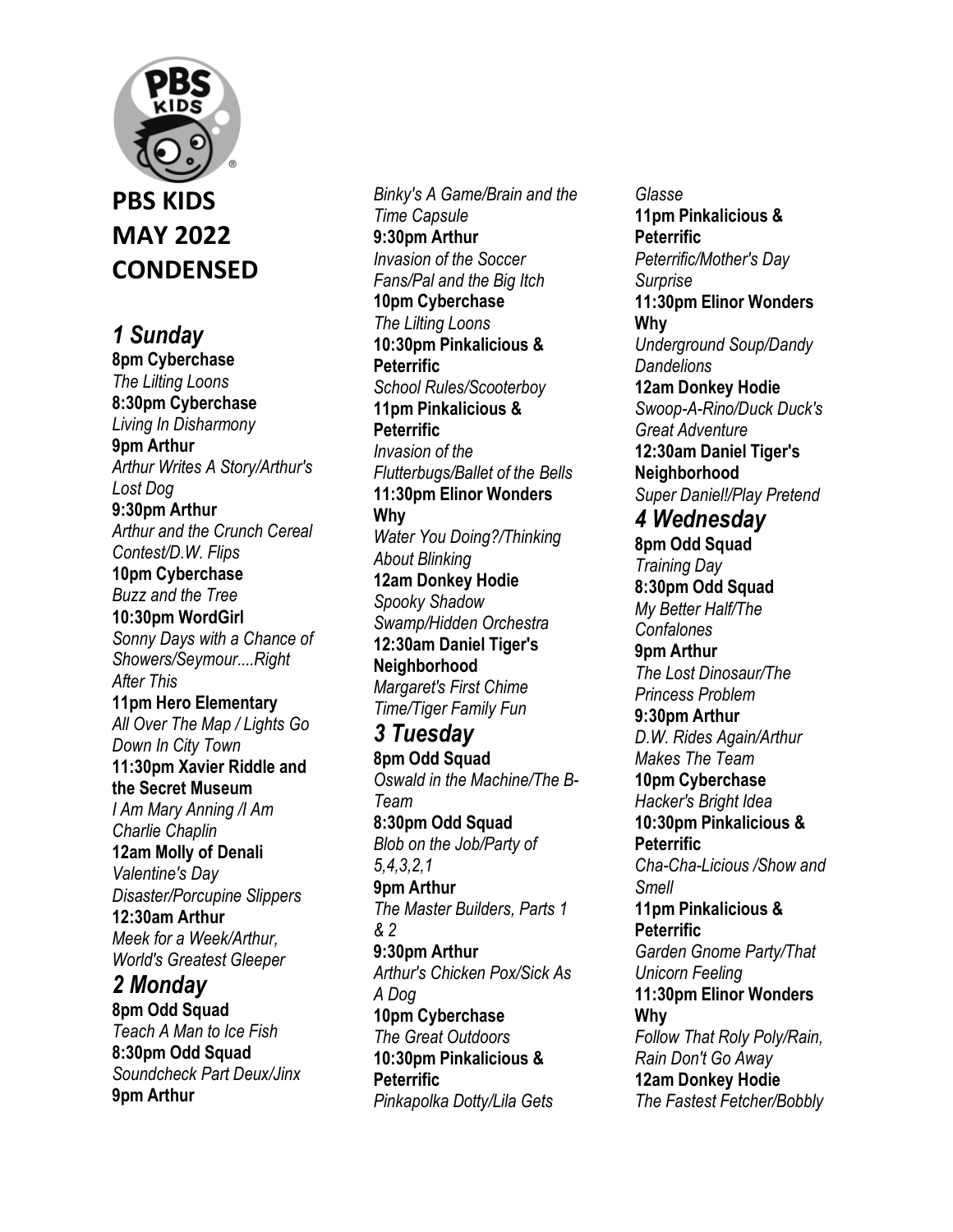# PBS KIDS MAY 2022 CONDENSED

## *1 Sunday*

**8pm Cyberchase**
*The Lilting Loons*
**8:30pm Cyberchase**
*Living In Disharmony*
**9pm Arthur**
*Arthur Writes A Story/Arthur's Lost Dog*
**9:30pm Arthur**
*Arthur and the Crunch Cereal Contest/D.W. Flips*
**10pm Cyberchase**
*Buzz and the Tree*
**10:30pm WordGirl**
*Sonny Days with a Chance of Showers/Seymour....Right After This*
**11pm Hero Elementary**
*All Over The Map / Lights Go Down In City Town*
**11:30pm Xavier Riddle and the Secret Museum**
*I Am Mary Anning /I Am Charlie Chaplin*
**12am Molly of Denali**
*Valentine's Day Disaster/Porcupine Slippers*
**12:30am Arthur**
*Meek for a Week/Arthur, World's Greatest Gleeper*

## *2 Monday*

**8pm Odd Squad**
*Teach A Man to Ice Fish*
**8:30pm Odd Squad**
*Soundcheck Part Deux/Jinx*
**9pm Arthur**
*Binky's A Game/Brain and the Time Capsule*
**9:30pm Arthur**
*Invasion of the Soccer Fans/Pal and the Big Itch*
**10pm Cyberchase**
*The Lilting Loons*
**10:30pm Pinkalicious & Peterrific**
*School Rules/Scooterboy*
**11pm Pinkalicious & Peterrific**
*Invasion of the Flutterbugs/Ballet of the Bells*
**11:30pm Elinor Wonders Why**
*Water You Doing?/Thinking About Blinking*
**12am Donkey Hodie**
*Spooky Shadow Swamp/Hidden Orchestra*
**12:30am Daniel Tiger's Neighborhood**
*Margaret's First Chime Time/Tiger Family Fun*

## *3 Tuesday*

**8pm Odd Squad**
*Oswald in the Machine/The B-Team*
**8:30pm Odd Squad**
*Blob on the Job/Party of 5,4,3,2,1*
**9pm Arthur**
*The Master Builders, Parts 1 & 2*
**9:30pm Arthur**
*Arthur's Chicken Pox/Sick As A Dog*
**10pm Cyberchase**
*The Great Outdoors*
**10:30pm Pinkalicious & Peterrific**
*Pinkapolka Dotty/Lila Gets Glasse*
**11pm Pinkalicious & Peterrific**
*Peterrific/Mother's Day Surprise*
**11:30pm Elinor Wonders Why**
*Underground Soup/Dandy Dandelions*
**12am Donkey Hodie**
*Swoop-A-Rino/Duck Duck's Great Adventure*
**12:30am Daniel Tiger's Neighborhood**
*Super Daniel!/Play Pretend*

## *4 Wednesday*

**8pm Odd Squad**
*Training Day*
**8:30pm Odd Squad**
*My Better Half/The Confalones*
**9pm Arthur**
*The Lost Dinosaur/The Princess Problem*
**9:30pm Arthur**
*D.W. Rides Again/Arthur Makes The Team*
**10pm Cyberchase**
*Hacker's Bright Idea*
**10:30pm Pinkalicious & Peterrific**
*Cha-Cha-Licious /Show and Smell*
**11pm Pinkalicious & Peterrific**
*Garden Gnome Party/That Unicorn Feeling*
**11:30pm Elinor Wonders Why**
*Follow That Roly Poly/Rain, Rain Don't Go Away*
**12am Donkey Hodie**
*The Fastest Fetcher/Bobbly*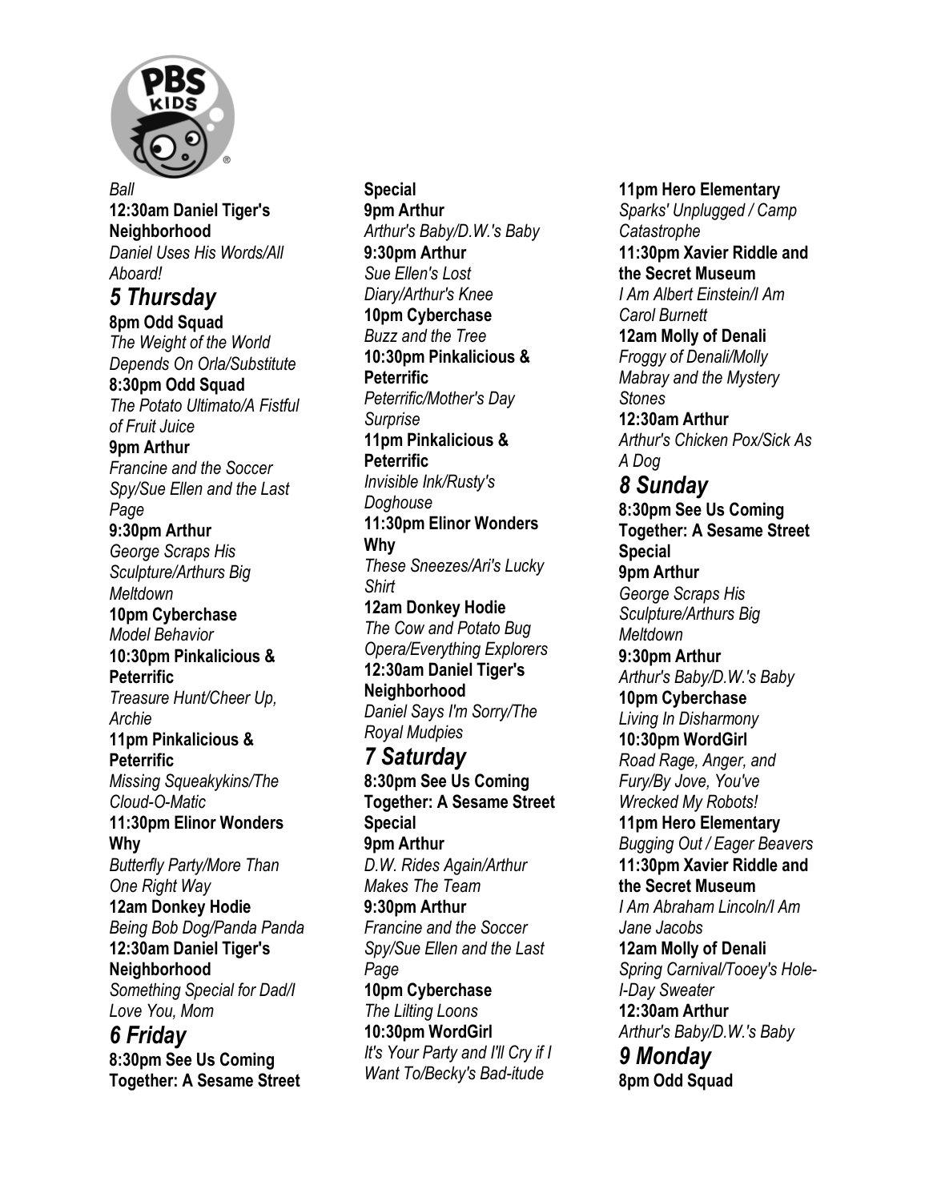*Ball*

**12:30am Daniel Tiger's Neighborhood**
*Daniel Uses His Words/All Aboard!*

## *5 Thursday*

**8pm Odd Squad**
*The Weight of the World Depends On Orla/Substitute*

**8:30pm Odd Squad**
*The Potato Ultimato/A Fistful of Fruit Juice*

**9pm Arthur**
*Francine and the Soccer Spy/Sue Ellen and the Last Page*

**9:30pm Arthur**
*George Scraps His Sculpture/Arthurs Big Meltdown*

**10pm Cyberchase**
*Model Behavior*

**10:30pm Pinkalicious & Peterrific**
*Treasure Hunt/Cheer Up, Archie*

**11pm Pinkalicious & Peterrific**
*Missing Squeakykins/The Cloud-O-Matic*

**11:30pm Elinor Wonders Why**
*Butterfly Party/More Than One Right Way*

**12am Donkey Hodie**
*Being Bob Dog/Panda Panda*

**12:30am Daniel Tiger's Neighborhood**
*Something Special for Dad/I Love You, Mom*

## *6 Friday*

**8:30pm See Us Coming Together: A Sesame Street Special**

**9pm Arthur**
*Arthur's Baby/D.W.'s Baby*

**9:30pm Arthur**
*Sue Ellen's Lost Diary/Arthur's Knee*

**10pm Cyberchase**
*Buzz and the Tree*

**10:30pm Pinkalicious & Peterrific**
*Peterrific/Mother's Day Surprise*

**11pm Pinkalicious & Peterrific**
*Invisible Ink/Rusty's Doghouse*

**11:30pm Elinor Wonders Why**
*These Sneezes/Ari's Lucky Shirt*

**12am Donkey Hodie**
*The Cow and Potato Bug Opera/Everything Explorers*

**12:30am Daniel Tiger's Neighborhood**
*Daniel Says I'm Sorry/The Royal Mudpies*

## *7 Saturday*

**8:30pm See Us Coming Together: A Sesame Street Special**

**9pm Arthur**
*D.W. Rides Again/Arthur Makes The Team*

**9:30pm Arthur**
*Francine and the Soccer Spy/Sue Ellen and the Last Page*

**10pm Cyberchase**
*The Lilting Loons*

**10:30pm WordGirl**
*It's Your Party and I'll Cry if I Want To/Becky's Bad-itude*

**11pm Hero Elementary**
*Sparks' Unplugged / Camp Catastrophe*

**11:30pm Xavier Riddle and the Secret Museum**
*I Am Albert Einstein/I Am Carol Burnett*

**12am Molly of Denali**
*Froggy of Denali/Molly Mabray and the Mystery Stones*

**12:30am Arthur**
*Arthur's Chicken Pox/Sick As A Dog*

## *8 Sunday*

**8:30pm See Us Coming Together: A Sesame Street Special**

**9pm Arthur**
*George Scraps His Sculpture/Arthurs Big Meltdown*

**9:30pm Arthur**
*Arthur's Baby/D.W.'s Baby*

**10pm Cyberchase**
*Living In Disharmony*

**10:30pm WordGirl**
*Road Rage, Anger, and Fury/By Jove, You've Wrecked My Robots!*

**11pm Hero Elementary**
*Bugging Out / Eager Beavers*

**11:30pm Xavier Riddle and the Secret Museum**
*I Am Abraham Lincoln/I Am Jane Jacobs*

**12am Molly of Denali**
*Spring Carnival/Tooey's Hole-I-Day Sweater*

**12:30am Arthur**
*Arthur's Baby/D.W.'s Baby*

## *9 Monday*

**8pm Odd Squad**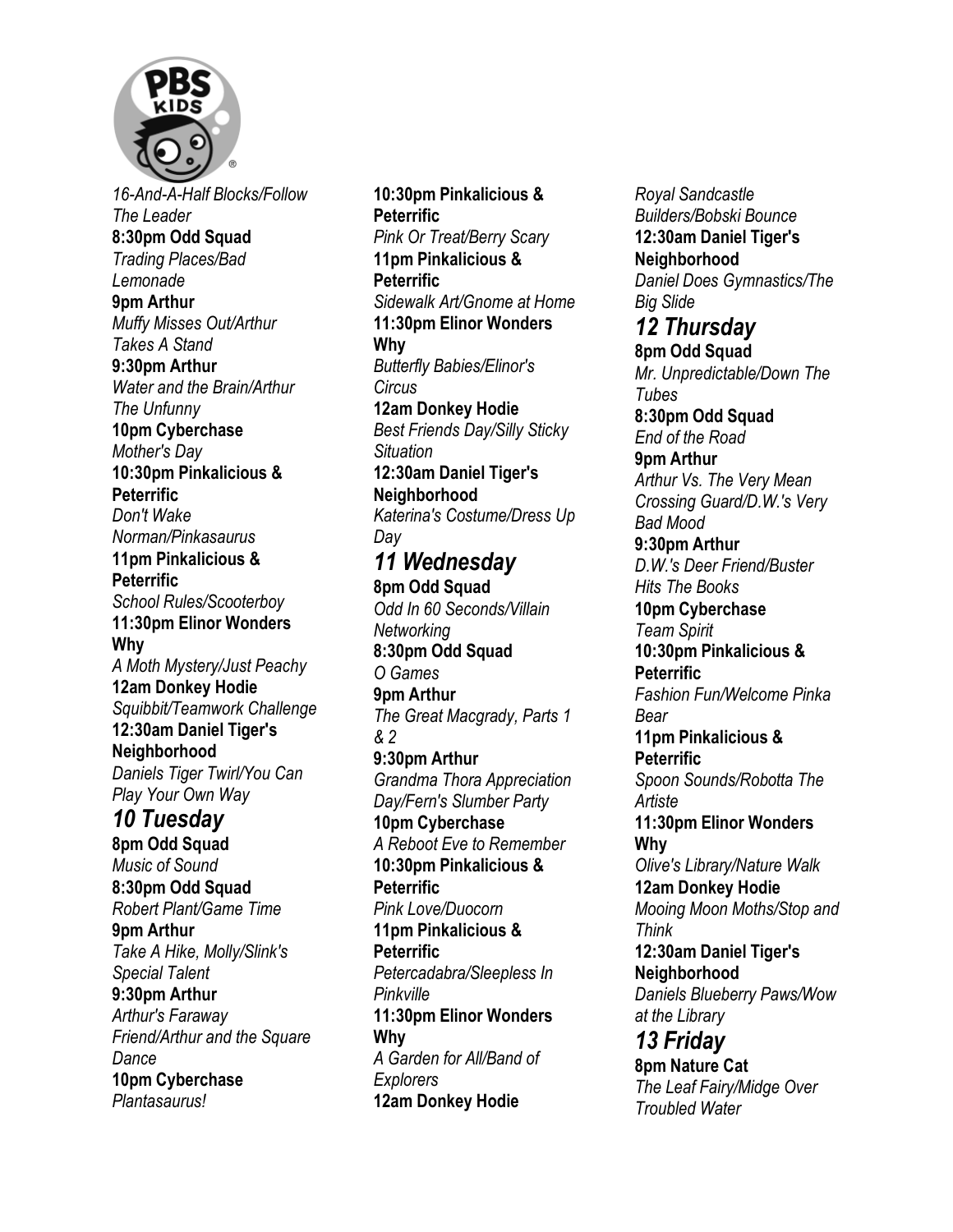*16-And-A-Half Blocks/Follow The Leader*
**8:30pm Odd Squad**
*Trading Places/Bad Lemonade*
**9pm Arthur**
*Muffy Misses Out/Arthur Takes A Stand*
**9:30pm Arthur**
*Water and the Brain/Arthur The Unfunny*
**10pm Cyberchase**
*Mother's Day*
**10:30pm Pinkalicious & Peterrific**
*Don't Wake Norman/Pinkasaurus*
**11pm Pinkalicious & Peterrific**
*School Rules/Scooterboy*
**11:30pm Elinor Wonders Why**
*A Moth Mystery/Just Peachy*
**12am Donkey Hodie**
*Squibbit/Teamwork Challenge*
**12:30am Daniel Tiger's Neighborhood**
*Daniels Tiger Twirl/You Can Play Your Own Way*

## *10 Tuesday*

**8pm Odd Squad**
*Music of Sound*
**8:30pm Odd Squad**
*Robert Plant/Game Time*
**9pm Arthur**
*Take A Hike, Molly/Slink's Special Talent*
**9:30pm Arthur**
*Arthur's Faraway Friend/Arthur and the Square Dance*
**10pm Cyberchase**
*Plantasaurus!*
**10:30pm Pinkalicious & Peterrific**
*Pink Or Treat/Berry Scary*
**11pm Pinkalicious & Peterrific**
*Sidewalk Art/Gnome at Home*
**11:30pm Elinor Wonders Why**
*Butterfly Babies/Elinor's Circus*
**12am Donkey Hodie**
*Best Friends Day/Silly Sticky Situation*
**12:30am Daniel Tiger's Neighborhood**
*Katerina's Costume/Dress Up Day*

## *11 Wednesday*

**8pm Odd Squad**
*Odd In 60 Seconds/Villain Networking*
**8:30pm Odd Squad**
*O Games*
**9pm Arthur**
*The Great Macgrady, Parts 1 & 2*
**9:30pm Arthur**
*Grandma Thora Appreciation Day/Fern's Slumber Party*
**10pm Cyberchase**
*A Reboot Eve to Remember*
**10:30pm Pinkalicious & Peterrific**
*Pink Love/Duocorn*
**11pm Pinkalicious & Peterrific**
*Petercadabra/Sleepless In Pinkville*
**11:30pm Elinor Wonders Why**
*A Garden for All/Band of Explorers*
**12am Donkey Hodie**
*Royal Sandcastle Builders/Bobski Bounce*
**12:30am Daniel Tiger's Neighborhood**
*Daniel Does Gymnastics/The Big Slide*

## *12 Thursday*

**8pm Odd Squad**
*Mr. Unpredictable/Down The Tubes*
**8:30pm Odd Squad**
*End of the Road*
**9pm Arthur**
*Arthur Vs. The Very Mean Crossing Guard/D.W.'s Very Bad Mood*
**9:30pm Arthur**
*D.W.'s Deer Friend/Buster Hits The Books*
**10pm Cyberchase**
*Team Spirit*
**10:30pm Pinkalicious & Peterrific**
*Fashion Fun/Welcome Pinka Bear*
**11pm Pinkalicious & Peterrific**
*Spoon Sounds/Robotta The Artiste*
**11:30pm Elinor Wonders Why**
*Olive's Library/Nature Walk*
**12am Donkey Hodie**
*Mooing Moon Moths/Stop and Think*
**12:30am Daniel Tiger's Neighborhood**
*Daniels Blueberry Paws/Wow at the Library*

## *13 Friday*

**8pm Nature Cat**
*The Leaf Fairy/Midge Over Troubled Water*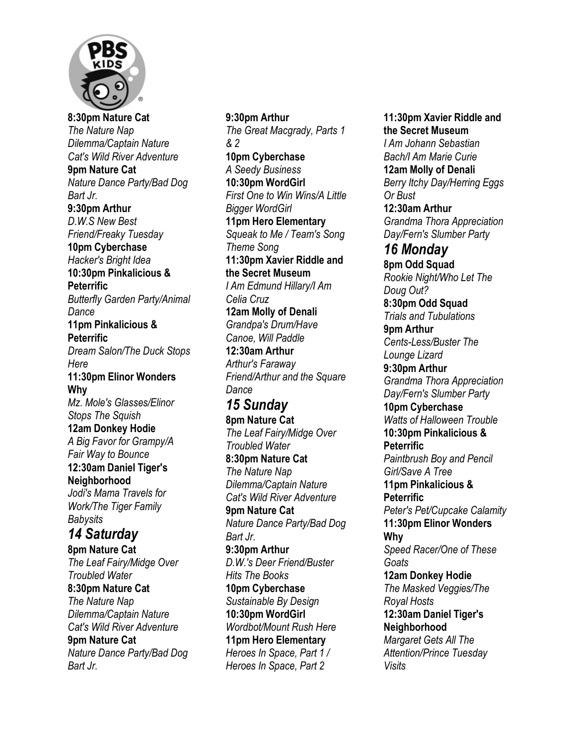**8:30pm Nature Cat**
*The Nature Nap Dilemma/Captain Nature Cat's Wild River Adventure*
**9pm Nature Cat**
*Nature Dance Party/Bad Dog Bart Jr.*
**9:30pm Arthur**
*D.W.S New Best Friend/Freaky Tuesday*
**10pm Cyberchase**
*Hacker's Bright Idea*
**10:30pm Pinkalicious & Peterrific**
*Butterfly Garden Party/Animal Dance*
**11pm Pinkalicious & Peterrific**
*Dream Salon/The Duck Stops Here*
**11:30pm Elinor Wonders Why**
*Mz. Mole's Glasses/Elinor Stops The Squish*
**12am Donkey Hodie**
*A Big Favor for Grampy/A Fair Way to Bounce*
**12:30am Daniel Tiger's Neighborhood**
*Jodi's Mama Travels for Work/The Tiger Family Babysits*

## *14 Saturday*

**8pm Nature Cat**
*The Leaf Fairy/Midge Over Troubled Water*
**8:30pm Nature Cat**
*The Nature Nap Dilemma/Captain Nature Cat's Wild River Adventure*
**9pm Nature Cat**
*Nature Dance Party/Bad Dog Bart Jr.*
**9:30pm Arthur**
*The Great Macgrady, Parts 1 & 2*
**10pm Cyberchase**
*A Seedy Business*
**10:30pm WordGirl**
*First One to Win Wins/A Little Bigger WordGirl*
**11pm Hero Elementary**
*Squeak to Me / Team's Song Theme Song*
**11:30pm Xavier Riddle and the Secret Museum**
*I Am Edmund Hillary/I Am Celia Cruz*
**12am Molly of Denali**
*Grandpa's Drum/Have Canoe, Will Paddle*
**12:30am Arthur**
*Arthur's Faraway Friend/Arthur and the Square Dance*

## *15 Sunday*

**8pm Nature Cat**
*The Leaf Fairy/Midge Over Troubled Water*
**8:30pm Nature Cat**
*The Nature Nap Dilemma/Captain Nature Cat's Wild River Adventure*
**9pm Nature Cat**
*Nature Dance Party/Bad Dog Bart Jr.*
**9:30pm Arthur**
*D.W.'s Deer Friend/Buster Hits The Books*
**10pm Cyberchase**
*Sustainable By Design*
**10:30pm WordGirl**
*Wordbot/Mount Rush Here*
**11pm Hero Elementary**
*Heroes In Space, Part 1 / Heroes In Space, Part 2*
**11:30pm Xavier Riddle and the Secret Museum**
*I Am Johann Sebastian Bach/I Am Marie Curie*
**12am Molly of Denali**
*Berry Itchy Day/Herring Eggs Or Bust*
**12:30am Arthur**
*Grandma Thora Appreciation Day/Fern's Slumber Party*

## *16 Monday*

**8pm Odd Squad**
*Rookie Night/Who Let The Doug Out?*
**8:30pm Odd Squad**
*Trials and Tubulations*
**9pm Arthur**
*Cents-Less/Buster The Lounge Lizard*
**9:30pm Arthur**
*Grandma Thora Appreciation Day/Fern's Slumber Party*
**10pm Cyberchase**
*Watts of Halloween Trouble*
**10:30pm Pinkalicious & Peterrific**
*Paintbrush Boy and Pencil Girl/Save A Tree*
**11pm Pinkalicious & Peterrific**
*Peter's Pet/Cupcake Calamity*
**11:30pm Elinor Wonders Why**
*Speed Racer/One of These Goats*
**12am Donkey Hodie**
*The Masked Veggies/The Royal Hosts*
**12:30am Daniel Tiger's Neighborhood**
*Margaret Gets All The Attention/Prince Tuesday Visits*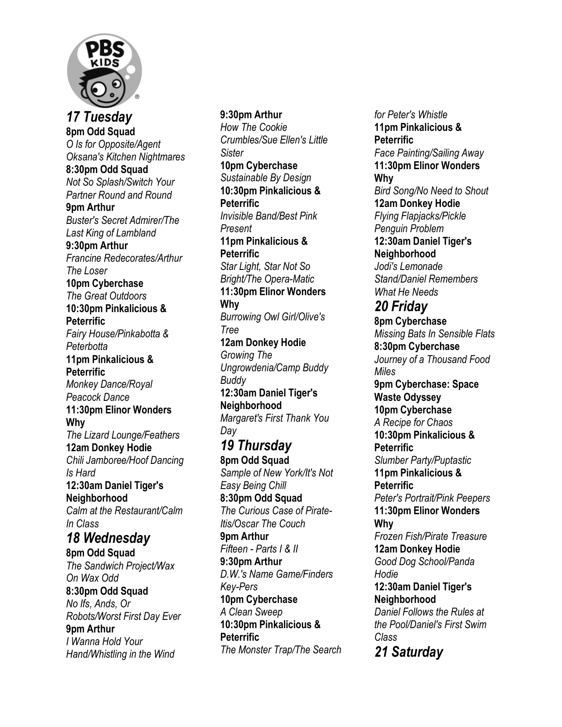## 17 Tuesday

**8pm Odd Squad**
*O Is for Opposite/Agent Oksana's Kitchen Nightmares*
**8:30pm Odd Squad**
*Not So Splash/Switch Your Partner Round and Round*
**9pm Arthur**
*Buster's Secret Admirer/The Last King of Lambland*
**9:30pm Arthur**
*Francine Redecorates/Arthur The Loser*
**10pm Cyberchase**
*The Great Outdoors*
**10:30pm Pinkalicious & Peterrific**
*Fairy House/Pinkabotta & Peterbotta*
**11pm Pinkalicious & Peterrific**
*Monkey Dance/Royal Peacock Dance*
**11:30pm Elinor Wonders Why**
*The Lizard Lounge/Feathers*
**12am Donkey Hodie**
*Chili Jamboree/Hoof Dancing Is Hard*
**12:30am Daniel Tiger's Neighborhood**
*Calm at the Restaurant/Calm In Class*

## 18 Wednesday

**8pm Odd Squad**
*The Sandwich Project/Wax On Wax Odd*
**8:30pm Odd Squad**
*No Ifs, Ands, Or Robots/Worst First Day Ever*
**9pm Arthur**
*I Wanna Hold Your Hand/Whistling in the Wind*
**9:30pm Arthur**
*How The Cookie Crumbles/Sue Ellen's Little Sister*
**10pm Cyberchase**
*Sustainable By Design*
**10:30pm Pinkalicious & Peterrific**
*Invisible Band/Best Pink Present*
**11pm Pinkalicious & Peterrific**
*Star Light, Star Not So Bright/The Opera-Matic*
**11:30pm Elinor Wonders Why**
*Burrowing Owl Girl/Olive's Tree*
**12am Donkey Hodie**
*Growing The Ungrowdenia/Camp Buddy Buddy*
**12:30am Daniel Tiger's Neighborhood**
*Margaret's First Thank You Day*

## 19 Thursday

**8pm Odd Squad**
*Sample of New York/It's Not Easy Being Chill*
**8:30pm Odd Squad**
*The Curious Case of Pirate-Itis/Oscar The Couch*
**9pm Arthur**
*Fifteen - Parts I & II*
**9:30pm Arthur**
*D.W.'s Name Game/Finders Key-Pers*
**10pm Cyberchase**
*A Clean Sweep*
**10:30pm Pinkalicious & Peterrific**
*The Monster Trap/The Search for Peter's Whistle*
**11pm Pinkalicious & Peterrific**
*Face Painting/Sailing Away*
**11:30pm Elinor Wonders Why**
*Bird Song/No Need to Shout*
**12am Donkey Hodie**
*Flying Flapjacks/Pickle Penguin Problem*
**12:30am Daniel Tiger's Neighborhood**
*Jodi's Lemonade Stand/Daniel Remembers What He Needs*

## 20 Friday

**8pm Cyberchase**
*Missing Bats In Sensible Flats*
**8:30pm Cyberchase**
*Journey of a Thousand Food Miles*
**9pm Cyberchase: Space Waste Odyssey**
**10pm Cyberchase**
*A Recipe for Chaos*
**10:30pm Pinkalicious & Peterrific**
*Slumber Party/Puptastic*
**11pm Pinkalicious & Peterrific**
*Peter's Portrait/Pink Peepers*
**11:30pm Elinor Wonders Why**
*Frozen Fish/Pirate Treasure*
**12am Donkey Hodie**
*Good Dog School/Panda Hodie*
**12:30am Daniel Tiger's Neighborhood**
*Daniel Follows the Rules at the Pool/Daniel's First Swim Class*

## 21 Saturday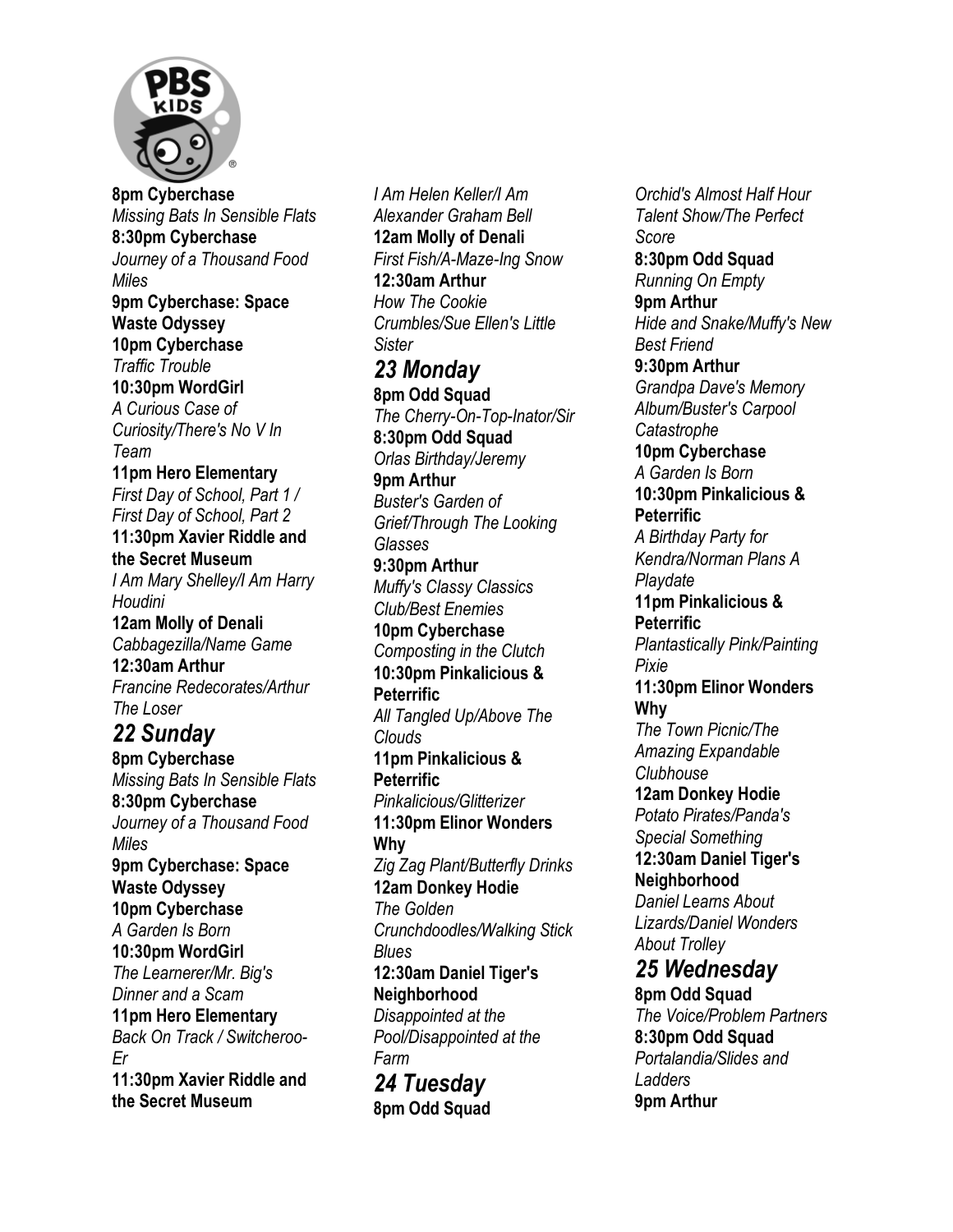**8pm Cyberchase**
*Missing Bats In Sensible Flats*
**8:30pm Cyberchase**
*Journey of a Thousand Food Miles*
**9pm Cyberchase: Space Waste Odyssey**
**10pm Cyberchase**
*Traffic Trouble*
**10:30pm WordGirl**
*A Curious Case of Curiosity/There's No V In Team*
**11pm Hero Elementary**
*First Day of School, Part 1 / First Day of School, Part 2*
**11:30pm Xavier Riddle and the Secret Museum**
*I Am Mary Shelley/I Am Harry Houdini*
**12am Molly of Denali**
*Cabbagezilla/Name Game*
**12:30am Arthur**
*Francine Redecorates/Arthur The Loser*

## *22 Sunday*

**8pm Cyberchase**
*Missing Bats In Sensible Flats*
**8:30pm Cyberchase**
*Journey of a Thousand Food Miles*
**9pm Cyberchase: Space Waste Odyssey**
**10pm Cyberchase**
*A Garden Is Born*
**10:30pm WordGirl**
*The Learnerer/Mr. Big's Dinner and a Scam*
**11pm Hero Elementary**
*Back On Track / Switcheroo-Er*
**11:30pm Xavier Riddle and the Secret Museum**
*I Am Helen Keller/I Am Alexander Graham Bell*
**12am Molly of Denali**
*First Fish/A-Maze-Ing Snow*
**12:30am Arthur**
*How The Cookie Crumbles/Sue Ellen's Little Sister*

## *23 Monday*

**8pm Odd Squad**
*The Cherry-On-Top-Inator/Sir*
**8:30pm Odd Squad**
*Orlas Birthday/Jeremy*
**9pm Arthur**
*Buster's Garden of Grief/Through The Looking Glasses*
**9:30pm Arthur**
*Muffy's Classy Classics Club/Best Enemies*
**10pm Cyberchase**
*Composting in the Clutch*
**10:30pm Pinkalicious & Peterrific**
*All Tangled Up/Above The Clouds*
**11pm Pinkalicious & Peterrific**
*Pinkalicious/Glitterizer*
**11:30pm Elinor Wonders Why**
*Zig Zag Plant/Butterfly Drinks*
**12am Donkey Hodie**
*The Golden Crunchdoodles/Walking Stick Blues*
**12:30am Daniel Tiger's Neighborhood**
*Disappointed at the Pool/Disappointed at the Farm*

## *24 Tuesday*

**8pm Odd Squad**
*Orchid's Almost Half Hour Talent Show/The Perfect Score*
**8:30pm Odd Squad**
*Running On Empty*
**9pm Arthur**
*Hide and Snake/Muffy's New Best Friend*
**9:30pm Arthur**
*Grandpa Dave's Memory Album/Buster's Carpool Catastrophe*
**10pm Cyberchase**
*A Garden Is Born*
**10:30pm Pinkalicious & Peterrific**
*A Birthday Party for Kendra/Norman Plans A Playdate*
**11pm Pinkalicious & Peterrific**
*Plantastically Pink/Painting Pixie*
**11:30pm Elinor Wonders Why**
*The Town Picnic/The Amazing Expandable Clubhouse*
**12am Donkey Hodie**
*Potato Pirates/Panda's Special Something*
**12:30am Daniel Tiger's Neighborhood**
*Daniel Learns About Lizards/Daniel Wonders About Trolley*

## *25 Wednesday*

**8pm Odd Squad**
*The Voice/Problem Partners*
**8:30pm Odd Squad**
*Portalandia/Slides and Ladders*
**9pm Arthur**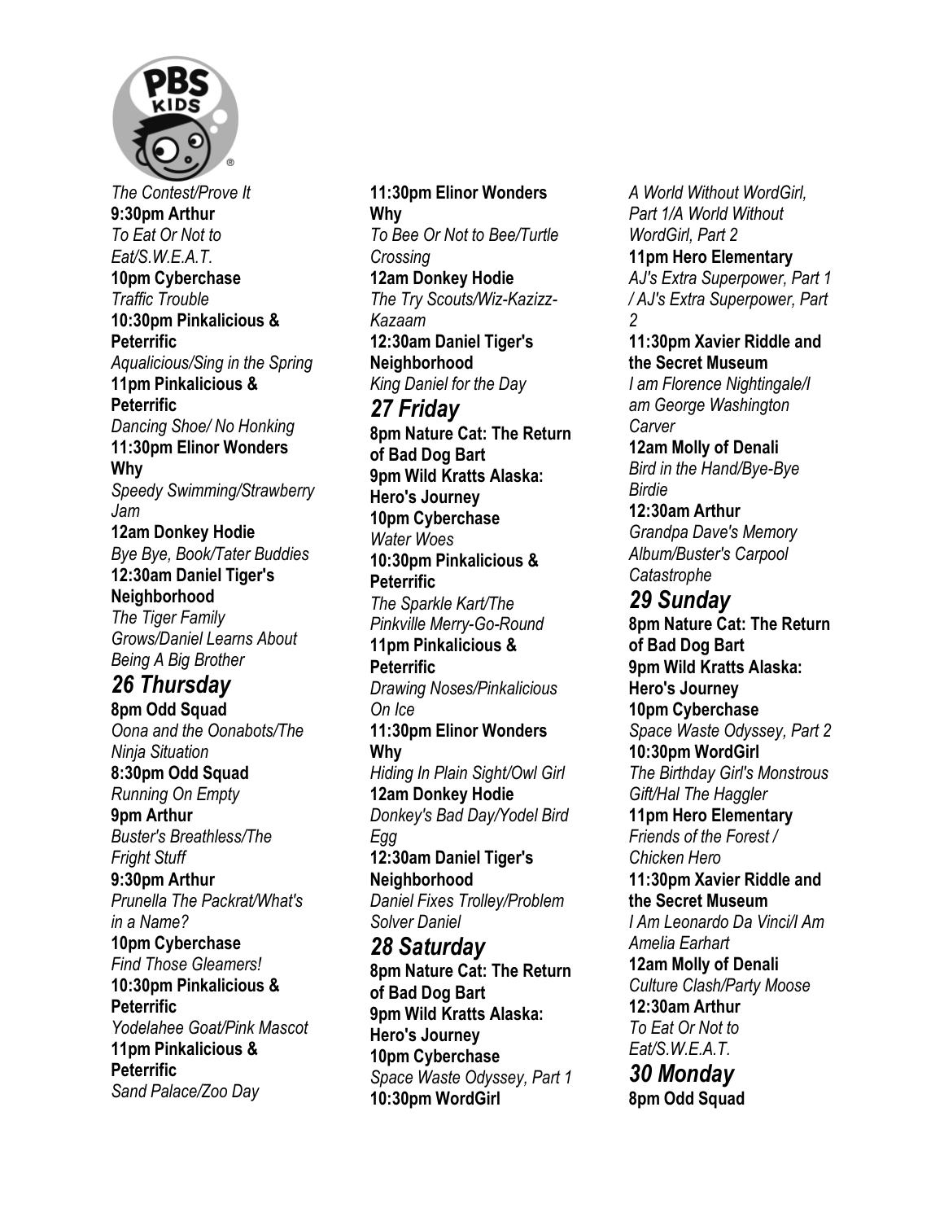*The Contest/Prove It*
**9:30pm Arthur**
*To Eat Or Not to Eat/S.W.E.A.T.*
**10pm Cyberchase**
*Traffic Trouble*
**10:30pm Pinkalicious & Peterrific**
*Aqualicious/Sing in the Spring*
**11pm Pinkalicious & Peterrific**
*Dancing Shoe/ No Honking*
**11:30pm Elinor Wonders Why**
*Speedy Swimming/Strawberry Jam*
**12am Donkey Hodie**
*Bye Bye, Book/Tater Buddies*
**12:30am Daniel Tiger's Neighborhood**
*The Tiger Family Grows/Daniel Learns About Being A Big Brother*

## *26 Thursday*

**8pm Odd Squad**
*Oona and the Oonabots/The Ninja Situation*
**8:30pm Odd Squad**
*Running On Empty*
**9pm Arthur**
*Buster's Breathless/The Fright Stuff*
**9:30pm Arthur**
*Prunella The Packrat/What's in a Name?*
**10pm Cyberchase**
*Find Those Gleamers!*
**10:30pm Pinkalicious & Peterrific**
*Yodelahee Goat/Pink Mascot*
**11pm Pinkalicious & Peterrific**
*Sand Palace/Zoo Day*
**11:30pm Elinor Wonders Why**
*To Bee Or Not to Bee/Turtle Crossing*
**12am Donkey Hodie**
*The Try Scouts/Wiz-Kazizz-Kazaam*
**12:30am Daniel Tiger's Neighborhood**
*King Daniel for the Day*

## *27 Friday*

**8pm Nature Cat: The Return of Bad Dog Bart**
**9pm Wild Kratts Alaska: Hero's Journey**
**10pm Cyberchase**
*Water Woes*
**10:30pm Pinkalicious & Peterrific**
*The Sparkle Kart/The Pinkville Merry-Go-Round*
**11pm Pinkalicious & Peterrific**
*Drawing Noses/Pinkalicious On Ice*
**11:30pm Elinor Wonders Why**
*Hiding In Plain Sight/Owl Girl*
**12am Donkey Hodie**
*Donkey's Bad Day/Yodel Bird Egg*
**12:30am Daniel Tiger's Neighborhood**
*Daniel Fixes Trolley/Problem Solver Daniel*

## *28 Saturday*

**8pm Nature Cat: The Return of Bad Dog Bart**
**9pm Wild Kratts Alaska: Hero's Journey**
**10pm Cyberchase**
*Space Waste Odyssey, Part 1*
**10:30pm WordGirl**
*A World Without WordGirl, Part 1/A World Without WordGirl, Part 2*
**11pm Hero Elementary**
*AJ's Extra Superpower, Part 1 / AJ's Extra Superpower, Part 2*
**11:30pm Xavier Riddle and the Secret Museum**
*I am Florence Nightingale/I am George Washington Carver*
**12am Molly of Denali**
*Bird in the Hand/Bye-Bye Birdie*
**12:30am Arthur**
*Grandpa Dave's Memory Album/Buster's Carpool Catastrophe*

## *29 Sunday*

**8pm Nature Cat: The Return of Bad Dog Bart**
**9pm Wild Kratts Alaska: Hero's Journey**
**10pm Cyberchase**
*Space Waste Odyssey, Part 2*
**10:30pm WordGirl**
*The Birthday Girl's Monstrous Gift/Hal The Haggler*
**11pm Hero Elementary**
*Friends of the Forest / Chicken Hero*
**11:30pm Xavier Riddle and the Secret Museum**
*I Am Leonardo Da Vinci/I Am Amelia Earhart*
**12am Molly of Denali**
*Culture Clash/Party Moose*
**12:30am Arthur**
*To Eat Or Not to Eat/S.W.E.A.T.*

## *30 Monday*

**8pm Odd Squad**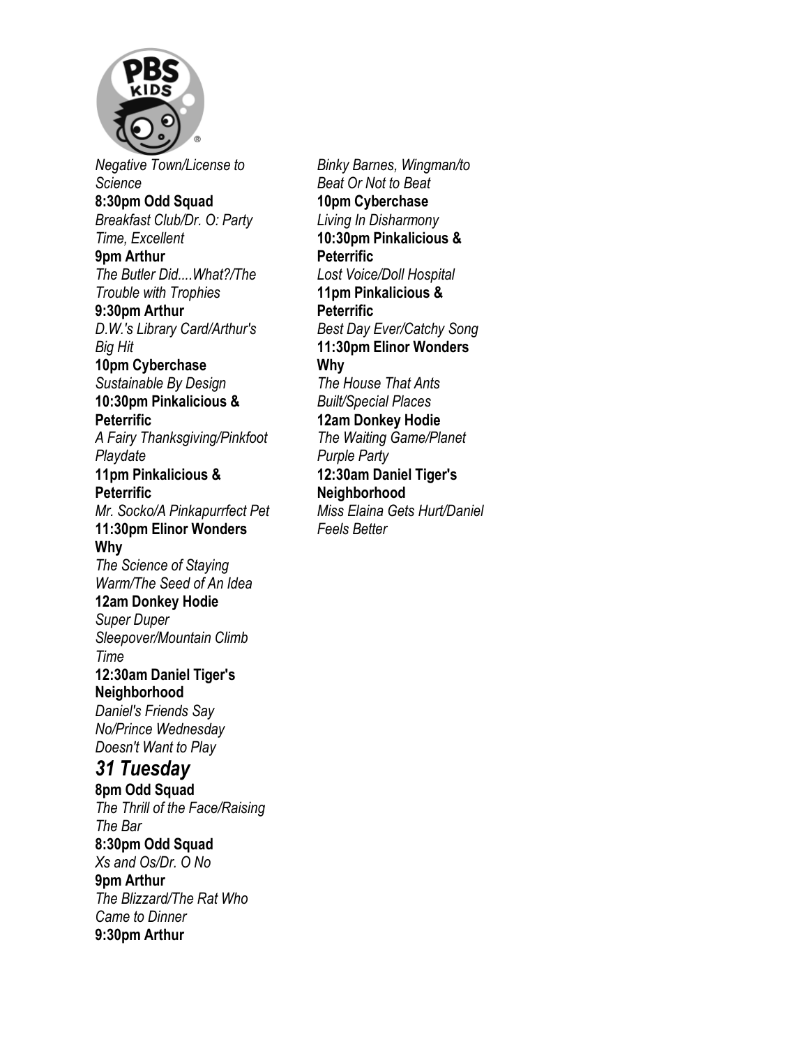*Negative Town/License to Science*

**8:30pm Odd Squad**

*Breakfast Club/Dr. O: Party Time, Excellent*

**9pm Arthur**

*The Butler Did....What?/The Trouble with Trophies*

**9:30pm Arthur**

*D.W.'s Library Card/Arthur's Big Hit*

**10pm Cyberchase**

*Sustainable By Design*

**10:30pm Pinkalicious & Peterrific**

*A Fairy Thanksgiving/Pinkfoot Playdate*

**11pm Pinkalicious & Peterrific**

*Mr. Socko/A Pinkapurrfect Pet*

**11:30pm Elinor Wonders Why**

*The Science of Staying Warm/The Seed of An Idea*

**12am Donkey Hodie**

*Super Duper Sleepover/Mountain Climb Time*

**12:30am Daniel Tiger's Neighborhood**

*Daniel's Friends Say No/Prince Wednesday Doesn't Want to Play*

## *31 Tuesday*

**8pm Odd Squad**

*The Thrill of the Face/Raising The Bar*

**8:30pm Odd Squad**

*Xs and Os/Dr. O No*

**9pm Arthur**

*The Blizzard/The Rat Who Came to Dinner*

**9:30pm Arthur**

*Binky Barnes, Wingman/to Beat Or Not to Beat*

**10pm Cyberchase**

*Living In Disharmony*

**10:30pm Pinkalicious & Peterrific**

*Lost Voice/Doll Hospital*

**11pm Pinkalicious & Peterrific**

*Best Day Ever/Catchy Song*

**11:30pm Elinor Wonders Why**

*The House That Ants Built/Special Places*

**12am Donkey Hodie**

*The Waiting Game/Planet Purple Party*

**12:30am Daniel Tiger's Neighborhood**

*Miss Elaina Gets Hurt/Daniel Feels Better*